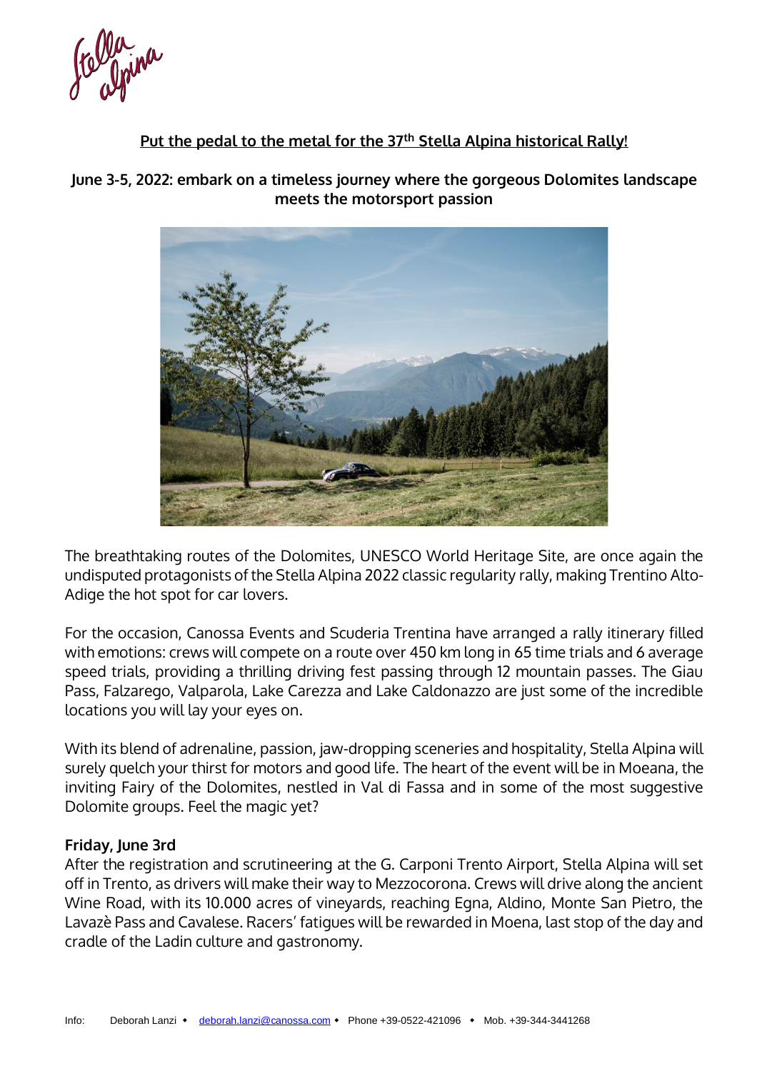Stella alpina

## Put the pedal to the metal for the 37th Stella Alpina historical Rally!

### June 3-5, 2022: embark on a timeless journey where the gorgeous Dolomites landscape meets the motorsport passion

The breathtaking routes of the Dolomites, UNESCO World Heritage Site, are once again the undisputed protagonists of the Stella Alpina 2022 classic regularity rally, making Trentino Alto-Adige the hot spot for car lovers.

For the occasion, Canossa Events and Scuderia Trentina have arranged a rally itinerary filled with emotions: crews will compete on a route over 450 km long in 65 time trials and 6 average speed trials, providing a thrilling driving fest passing through 12 mountain passes. The Giau Pass, Falzarego, Valparola, Lake Carezza and Lake Caldonazzo are just some of the incredible locations you will lay your eyes on.

With its blend of adrenaline, passion, jaw-dropping sceneries and hospitality, Stella Alpina will surely quelch your thirst for motors and good life. The heart of the event will be in Moeana, the inviting Fairy of the Dolomites, nestled in Val di Fassa and in some of the most suggestive Dolomite groups. Feel the magic yet?

**Friday, June 3rd**

After the registration and scrutineering at the G. Carponi Trento Airport, Stella Alpina will set off in Trento, as drivers will make their way to Mezzocorona. Crews will drive along the ancient Wine Road, with its 10.000 acres of vineyards, reaching Egna, Aldino, Monte San Pietro, the Lavazè Pass and Cavalese. Racers' fatigues will be rewarded in Moena, last stop of the day and cradle of the Ladin culture and gastronomy.

Info: Deborah Lanzi • deborah.lanzi@canossa.com • Phone +39-0522-421096 • Mob. +39-344-3441268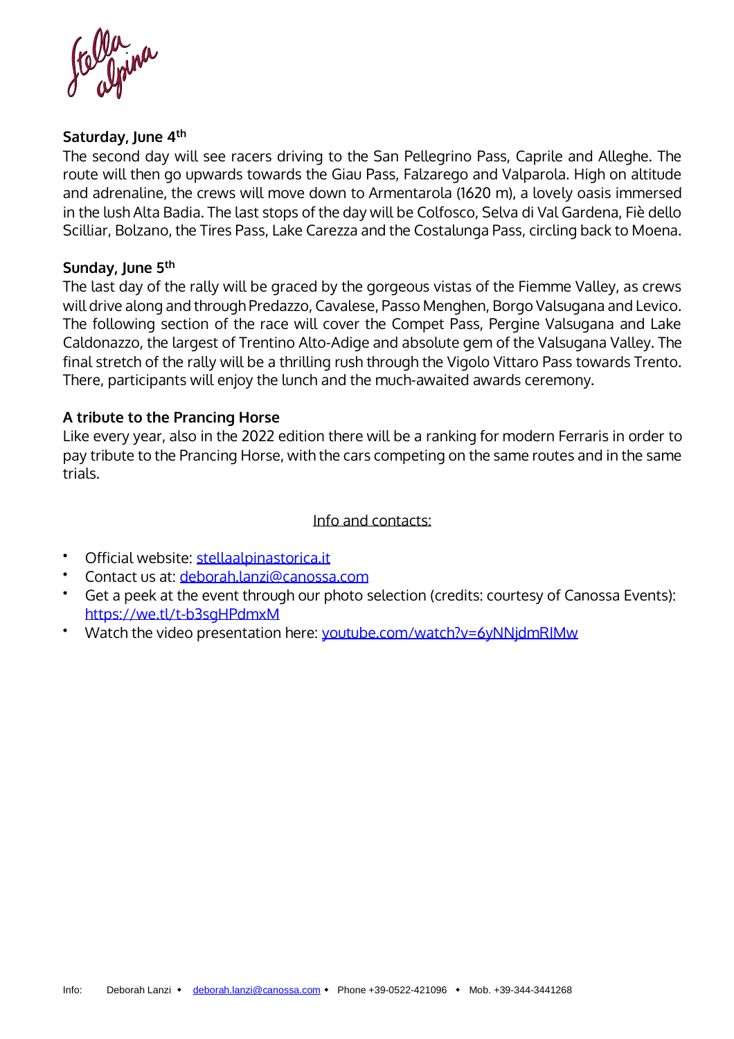**Saturday, June 4th**

The second day will see racers driving to the San Pellegrino Pass, Caprile and Alleghe. The route will then go upwards towards the Giau Pass, Falzarego and Valparola. High on altitude and adrenaline, the crews will move down to Armentarola (1620 m), a lovely oasis immersed in the lush Alta Badia. The last stops of the day will be Colfosco, Selva di Val Gardena, Fiè dello Scilliar, Bolzano, the Tires Pass, Lake Carezza and the Costalunga Pass, circling back to Moena.

**Sunday, June 5th**

The last day of the rally will be graced by the gorgeous vistas of the Fiemme Valley, as crews will drive along and through Predazzo, Cavalese, Passo Menghen, Borgo Valsugana and Levico. The following section of the race will cover the Compet Pass, Pergine Valsugana and Lake Caldonazzo, the largest of Trentino Alto-Adige and absolute gem of the Valsugana Valley. The final stretch of the rally will be a thrilling rush through the Vigolo Vittaro Pass towards Trento. There, participants will enjoy the lunch and the much-awaited awards ceremony.

**A tribute to the Prancing Horse**

Like every year, also in the 2022 edition there will be a ranking for modern Ferraris in order to pay tribute to the Prancing Horse, with the cars competing on the same routes and in the same trials.

Info and contacts:

- Official website: stellaalpinastorica.it
- Contact us at: deborah.lanzi@canossa.com
- Get a peek at the event through our photo selection (credits: courtesy of Canossa Events): https://we.tl/t-b3sgHPdmxM
- Watch the video presentation here: youtube.com/watch?v=6yNNjdmRIMw

Info: Deborah Lanzi ◆ deborah.lanzi@canossa.com ◆ Phone +39-0522-421096 ◆ Mob. +39-344-3441268